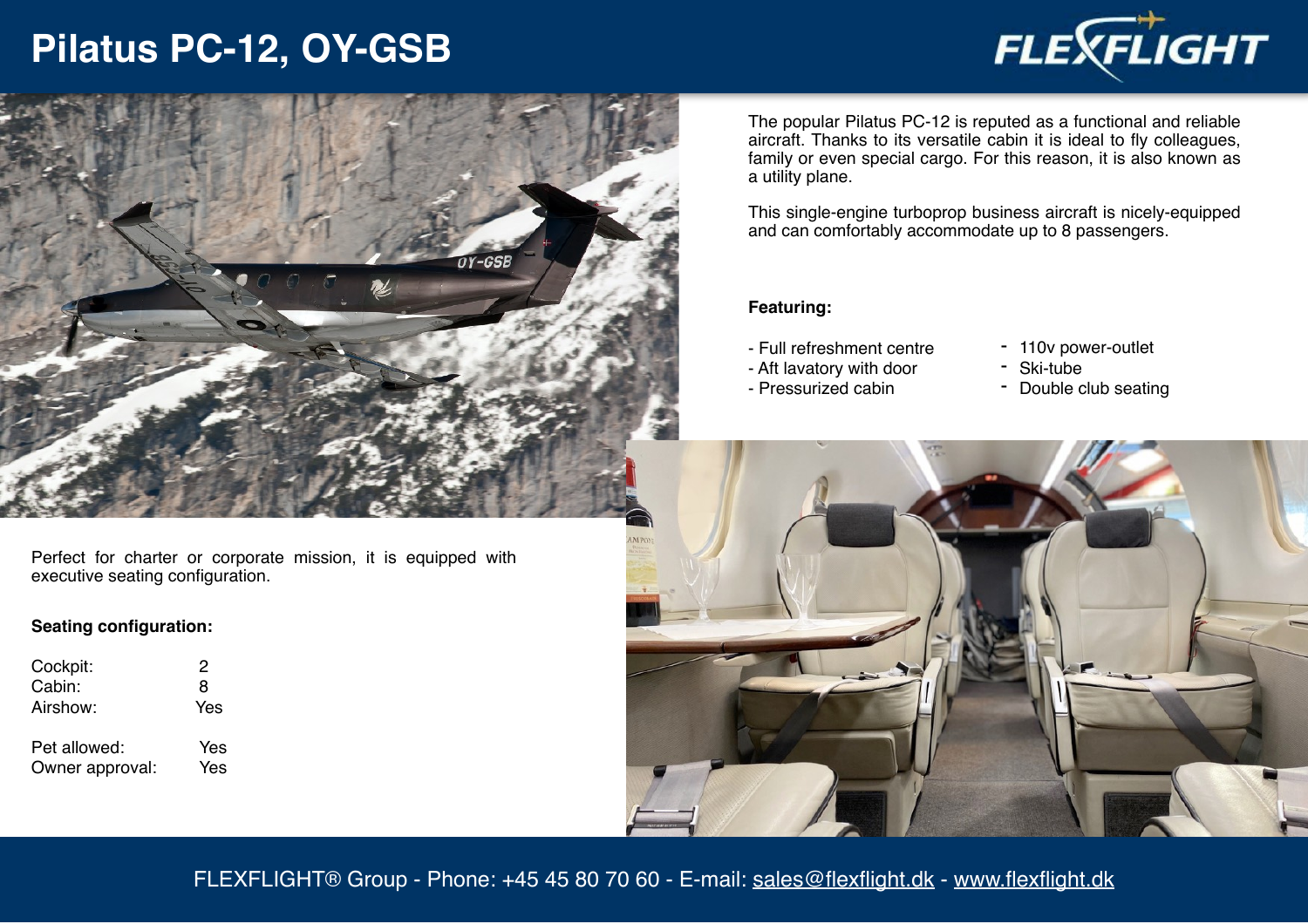# Pilatus PC-12, OY-GSB

The popular Pilatus PC-12 is reputed as a functional and reliable aircraft. Thanks to its versatile cabin it is ideal to fly colleagues, family or even special cargo. For this reason, it is also known as a utility plane.

This single-engine turboprop business aircraft is nicely-equipped and can comfortably accommodate up to 8 passengers.

**Featuring:**

- Full refreshment centre
- Aft lavatory with door
- Pressurized cabin
- 110v power-outlet
- Ski-tube
- Double club seating

Perfect for charter or corporate mission, it is equipped with executive seating configuration.

**Seating configuration:**

| | |
|---|---|
| Cockpit: | 2 |
| Cabin: | 8 |
| Airshow: | Yes |
| Pet allowed: | Yes |
| Owner approval: | Yes |

FLEXFLIGHT® Group - Phone: +45 45 80 70 60 - E-mail: sales@flexflight.dk - www.flexflight.dk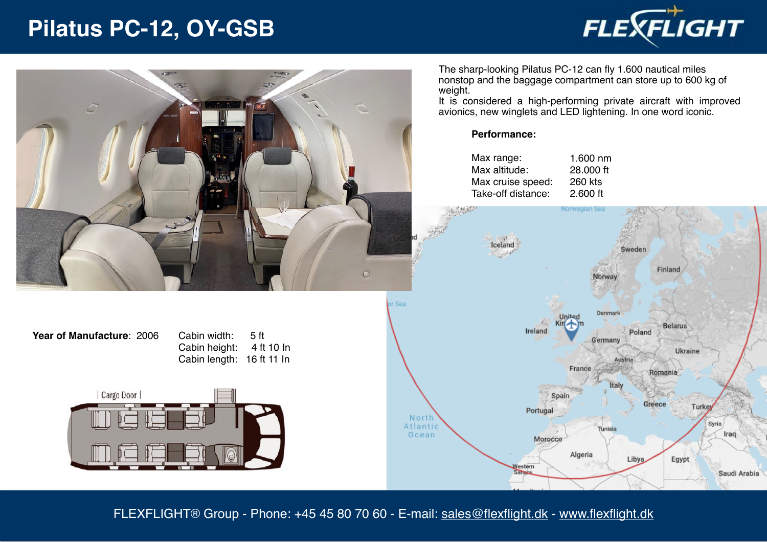# Pilatus PC-12, OY-GSB

The sharp-looking Pilatus PC-12 can fly 1.600 nautical miles nonstop and the baggage compartment can store up to 600 kg of weight.
It is considered a high-performing private aircraft with improved avionics, new winglets and LED lightening. In one word iconic.

**Performance:**

| | |
|---|---|
| Max range: | 1.600 nm |
| Max altitude: | 28.000 ft |
| Max cruise speed: | 260 kts |
| Take-off distance: | 2.600 ft |

**Year of Manufacture**: 2006

| | |
|---|---|
| Cabin width: | 5 ft |
| Cabin height: | 4 ft 10 In |
| Cabin length: | 16 ft 11 In |

FLEXFLIGHT® Group - Phone: +45 45 80 70 60 - E-mail: sales@flexflight.dk - www.flexflight.dk